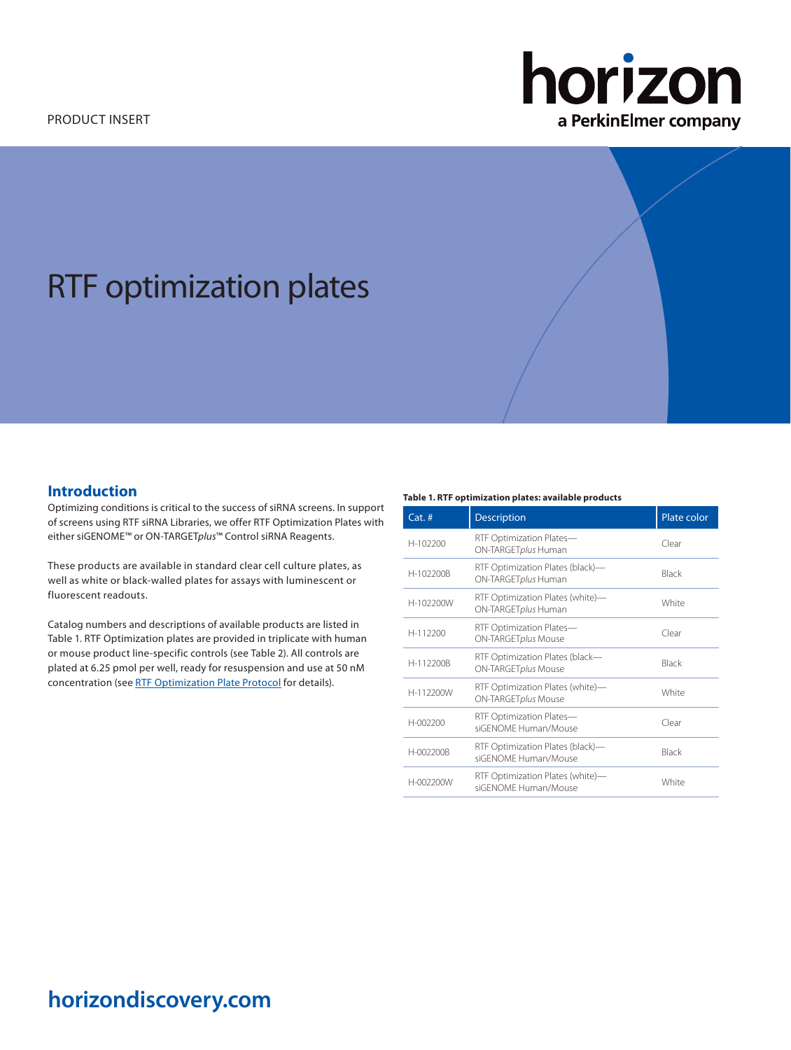PRODUCT INSERT

# RTF optimization plates

## Introduction

Optimizing conditions is critical to the success of siRNA screens. In support of screens using RTF siRNA Libraries, we offer RTF Optimization Plates with either siGENOME™ or ON-TARGET*plus*™ Control siRNA Reagents.

These products are available in standard clear cell culture plates, as well as white or black-walled plates for assays with luminescent or fluorescent readouts.

Catalog numbers and descriptions of available products are listed in Table 1. RTF Optimization plates are provided in triplicate with human or mouse product line-specific controls (see Table 2). All controls are plated at 6.25 pmol per well, ready for resuspension and use at 50 nM concentration (see RTF Optimization Plate Protocol for details).

**Table 1. RTF optimization plates: available products**

| Cat. # | Description | Plate color |
|---|---|---|
| H-102200 | RTF Optimization Plates—ON-TARGET*plus* Human | Clear |
| H-102200B | RTF Optimization Plates (black)—ON-TARGET*plus* Human | Black |
| H-102200W | RTF Optimization Plates (white)—ON-TARGET*plus* Human | White |
| H-112200 | RTF Optimization Plates—ON-TARGET*plus* Mouse | Clear |
| H-112200B | RTF Optimization Plates (black—ON-TARGET*plus* Mouse | Black |
| H-112200W | RTF Optimization Plates (white)—ON-TARGET*plus* Mouse | White |
| H-002200 | RTF Optimization Plates—siGENOME Human/Mouse | Clear |
| H-002200B | RTF Optimization Plates (black)—siGENOME Human/Mouse | Black |
| H-002200W | RTF Optimization Plates (white)—siGENOME Human/Mouse | White |

horizondiscovery.com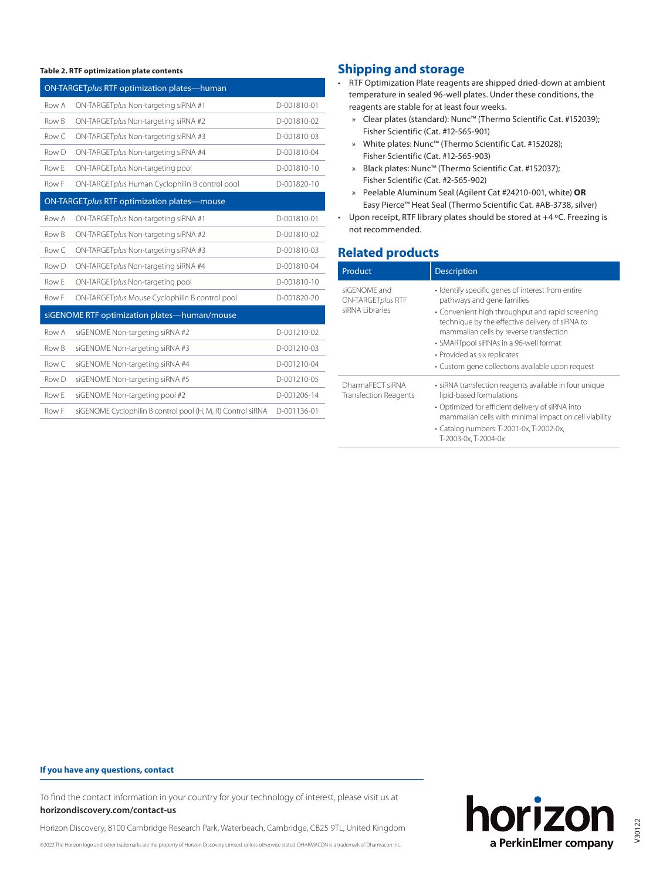**Table 2. RTF optimization plate contents**

| | | |
|---|---|---|
| **ON-TARGET*plus* RTF optimization plates—human** | | |
| Row A | ON-TARGET*plus* Non-targeting siRNA #1 | D-001810-01 |
| Row B | ON-TARGET*plus* Non-targeting siRNA #2 | D-001810-02 |
| Row C | ON-TARGET*plus* Non-targeting siRNA #3 | D-001810-03 |
| Row D | ON-TARGET*plus* Non-targeting siRNA #4 | D-001810-04 |
| Row E | ON-TARGET*plus* Non-targeting pool | D-001810-10 |
| Row F | ON-TARGET*plus* Human Cyclophilin B control pool | D-001820-10 |
| **ON-TARGET*plus* RTF optimization plates—mouse** | | |
| Row A | ON-TARGET*plus* Non-targeting siRNA #1 | D-001810-01 |
| Row B | ON-TARGET*plus* Non-targeting siRNA #2 | D-001810-02 |
| Row C | ON-TARGET*plus* Non-targeting siRNA #3 | D-001810-03 |
| Row D | ON-TARGET*plus* Non-targeting siRNA #4 | D-001810-04 |
| Row E | ON-TARGET*plus* Non-targeting pool | D-001810-10 |
| Row F | ON-TARGET*plus* Mouse Cyclophilin B control pool | D-001820-20 |
| **siGENOME RTF optimization plates—human/mouse** | | |
| Row A | siGENOME Non-targeting siRNA #2 | D-001210-02 |
| Row B | siGENOME Non-targeting siRNA #3 | D-001210-03 |
| Row C | siGENOME Non-targeting siRNA #4 | D-001210-04 |
| Row D | siGENOME Non-targeting siRNA #5 | D-001210-05 |
| Row E | siGENOME Non-targeting pool #2 | D-001206-14 |
| Row F | siGENOME Cyclophilin B control pool (H, M, R) Control siRNA | D-001136-01 |

## Shipping and storage

- RTF Optimization Plate reagents are shipped dried-down at ambient temperature in sealed 96-well plates. Under these conditions, the reagents are stable for at least four weeks.
  - Clear plates (standard): Nunc™ (Thermo Scientific Cat. #152039); Fisher Scientific (Cat. #12-565-901)
  - White plates: Nunc™ (Thermo Scientific Cat. #152028); Fisher Scientific (Cat. #12-565-903)
  - Black plates: Nunc™ (Thermo Scientific Cat. #152037); Fisher Scientific (Cat. #2-565-902)
  - Peelable Aluminum Seal (Agilent Cat #24210-001, white) **OR** Easy Pierce™ Heat Seal (Thermo Scientific Cat. #AB-3738, silver)
- Upon receipt, RTF library plates should be stored at +4 ºC. Freezing is not recommended.

## Related products

| Product | Description |
|---|---|
| siGENOME and ON-TARGET*plus* RTF siRNA Libraries | • Identify specific genes of interest from entire pathways and gene families<br>• Convenient high throughput and rapid screening technique by the effective delivery of siRNA to mammalian cells by reverse transfection<br>• SMARTpool siRNAs in a 96-well format<br>• Provided as six replicates<br>• Custom gene collections available upon request |
| DharmaFECT siRNA Transfection Reagents | • siRNA transfection reagents available in four unique lipid-based formulations<br>• Optimized for efficient delivery of siRNA into mammalian cells with minimal impact on cell viability<br>• Catalog numbers: T-2001-0x, T-2002-0x, T-2003-0x, T-2004-0x |

**If you have any questions, contact**

To find the contact information in your country for your technology of interest, please visit us at **horizondiscovery.com/contact-us**

Horizon Discovery, 8100 Cambridge Research Park, Waterbeach, Cambridge, CB25 9TL, United Kingdom

©2022 The Horizon logo and other trademarks are the property of Horizon Discovery Limited, unless otherwise stated. DHARMACON is a trademark of Dharmacon Inc.

horizon a PerkinElmer company

V30122